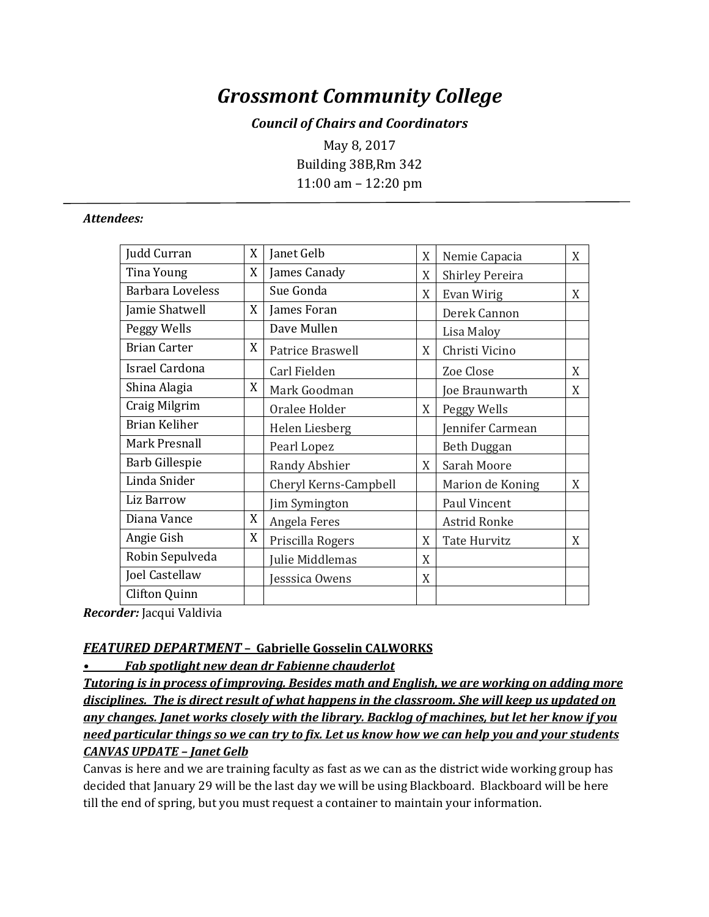# Grossmont Community College

### Council of Chairs and Coordinators

May 8, 2017
Building 38B,Rm 342
11:00 am – 12:20 pm

---

***Attendees:***

| | | | | | |
|---|---|---|---|---|---|
| Judd Curran | X | Janet Gelb | X | Nemie Capacia | X |
| Tina Young | X | James Canady | X | Shirley Pereira | |
| Barbara Loveless | | Sue Gonda | X | Evan Wirig | X |
| Jamie Shatwell | X | James Foran | | Derek Cannon | |
| Peggy Wells | | Dave Mullen | | Lisa Maloy | |
| Brian Carter | X | Patrice Braswell | X | Christi Vicino | |
| Israel Cardona | | Carl Fielden | | Zoe Close | X |
| Shina Alagia | X | Mark Goodman | | Joe Braunwarth | X |
| Craig Milgrim | | Oralee Holder | X | Peggy Wells | |
| Brian Keliher | | Helen Liesberg | | Jennifer Carmean | |
| Mark Presnall | | Pearl Lopez | | Beth Duggan | |
| Barb Gillespie | | Randy Abshier | X | Sarah Moore | |
| Linda Snider | | Cheryl Kerns-Campbell | | Marion de Koning | X |
| Liz Barrow | | Jim Symington | | Paul Vincent | |
| Diana Vance | X | Angela Feres | | Astrid Ronke | |
| Angie Gish | X | Priscilla Rogers | X | Tate Hurvitz | X |
| Robin Sepulveda | | Julie Middlemas | X | | |
| Joel Castellaw | | Jesssica Owens | X | | |
| Clifton Quinn | | | | | |

***Recorder:*** Jacqui Valdivia

***FEATURED DEPARTMENT – Gabrielle Gosselin CALWORKS***

- ***Fab spotlight new dean dr Fabienne chauderlot***

***Tutoring is in process of improving. Besides math and English, we are working on adding more disciplines. The is direct result of what happens in the classroom. She will keep us updated on any changes. Janet works closely with the library. Backlog of machines, but let her know if you need particular things so we can try to fix. Let us know how we can help you and your students***

***CANVAS UPDATE – Janet Gelb***

Canvas is here and we are training faculty as fast as we can as the district wide working group has decided that January 29 will be the last day we will be using Blackboard. Blackboard will be here till the end of spring, but you must request a container to maintain your information.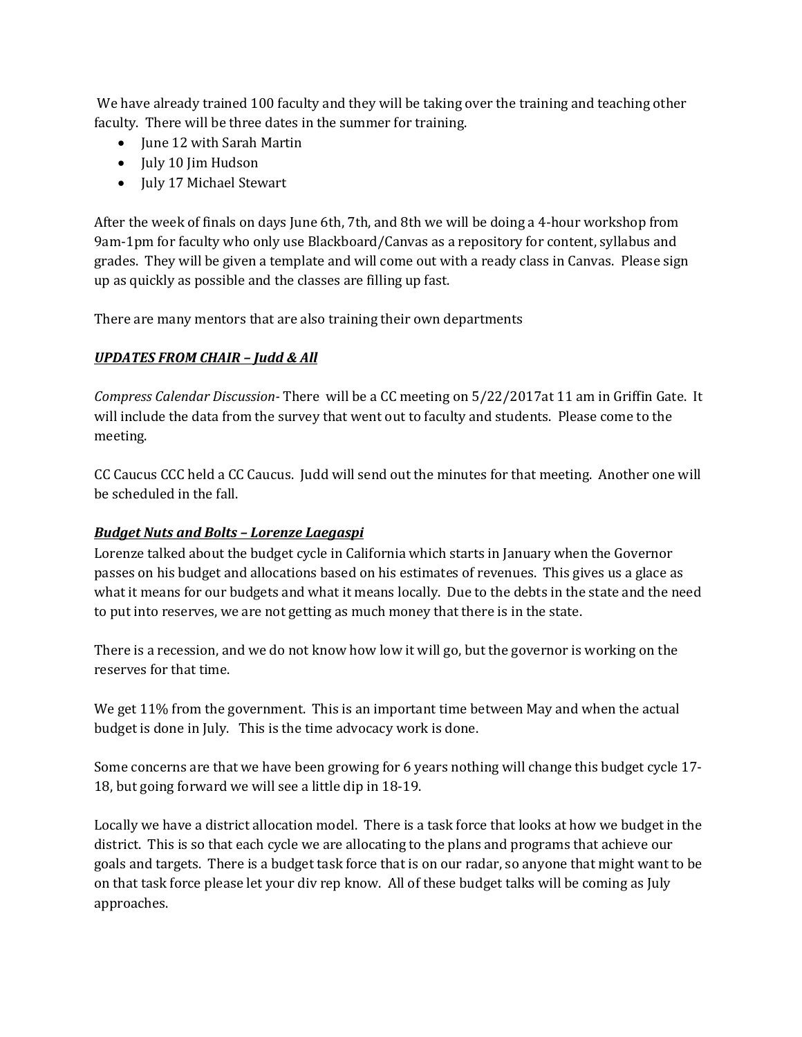We have already trained 100 faculty and they will be taking over the training and teaching other faculty. There will be three dates in the summer for training.

- June 12 with Sarah Martin
- July 10 Jim Hudson
- July 17 Michael Stewart

After the week of finals on days June 6th, 7th, and 8th we will be doing a 4-hour workshop from 9am-1pm for faculty who only use Blackboard/Canvas as a repository for content, syllabus and grades. They will be given a template and will come out with a ready class in Canvas. Please sign up as quickly as possible and the classes are filling up fast.

There are many mentors that are also training their own departments

***UPDATES FROM CHAIR – Judd & All***

*Compress Calendar Discussion*- There will be a CC meeting on 5/22/2017at 11 am in Griffin Gate. It will include the data from the survey that went out to faculty and students. Please come to the meeting.

CC Caucus CCC held a CC Caucus. Judd will send out the minutes for that meeting. Another one will be scheduled in the fall.

***Budget Nuts and Bolts – Lorenze Laegaspi***

Lorenze talked about the budget cycle in California which starts in January when the Governor passes on his budget and allocations based on his estimates of revenues. This gives us a glace as what it means for our budgets and what it means locally. Due to the debts in the state and the need to put into reserves, we are not getting as much money that there is in the state.

There is a recession, and we do not know how low it will go, but the governor is working on the reserves for that time.

We get 11% from the government. This is an important time between May and when the actual budget is done in July. This is the time advocacy work is done.

Some concerns are that we have been growing for 6 years nothing will change this budget cycle 17-18, but going forward we will see a little dip in 18-19.

Locally we have a district allocation model. There is a task force that looks at how we budget in the district. This is so that each cycle we are allocating to the plans and programs that achieve our goals and targets. There is a budget task force that is on our radar, so anyone that might want to be on that task force please let your div rep know. All of these budget talks will be coming as July approaches.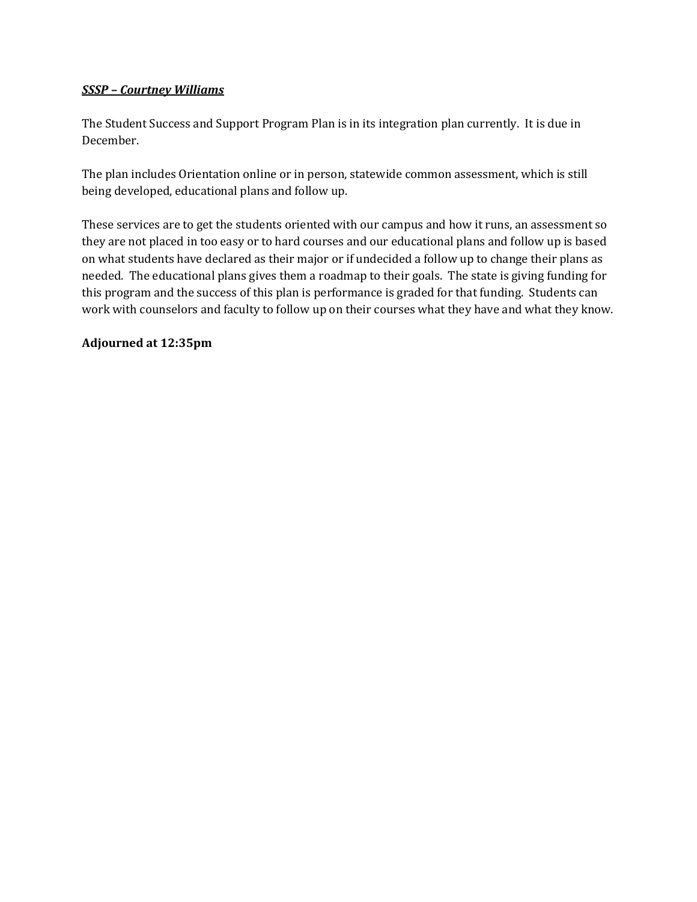***SSSP – Courtney Williams***

The Student Success and Support Program Plan is in its integration plan currently. It is due in December.

The plan includes Orientation online or in person, statewide common assessment, which is still being developed, educational plans and follow up.

These services are to get the students oriented with our campus and how it runs, an assessment so they are not placed in too easy or to hard courses and our educational plans and follow up is based on what students have declared as their major or if undecided a follow up to change their plans as needed. The educational plans gives them a roadmap to their goals. The state is giving funding for this program and the success of this plan is performance is graded for that funding. Students can work with counselors and faculty to follow up on their courses what they have and what they know.

**Adjourned at 12:35pm**